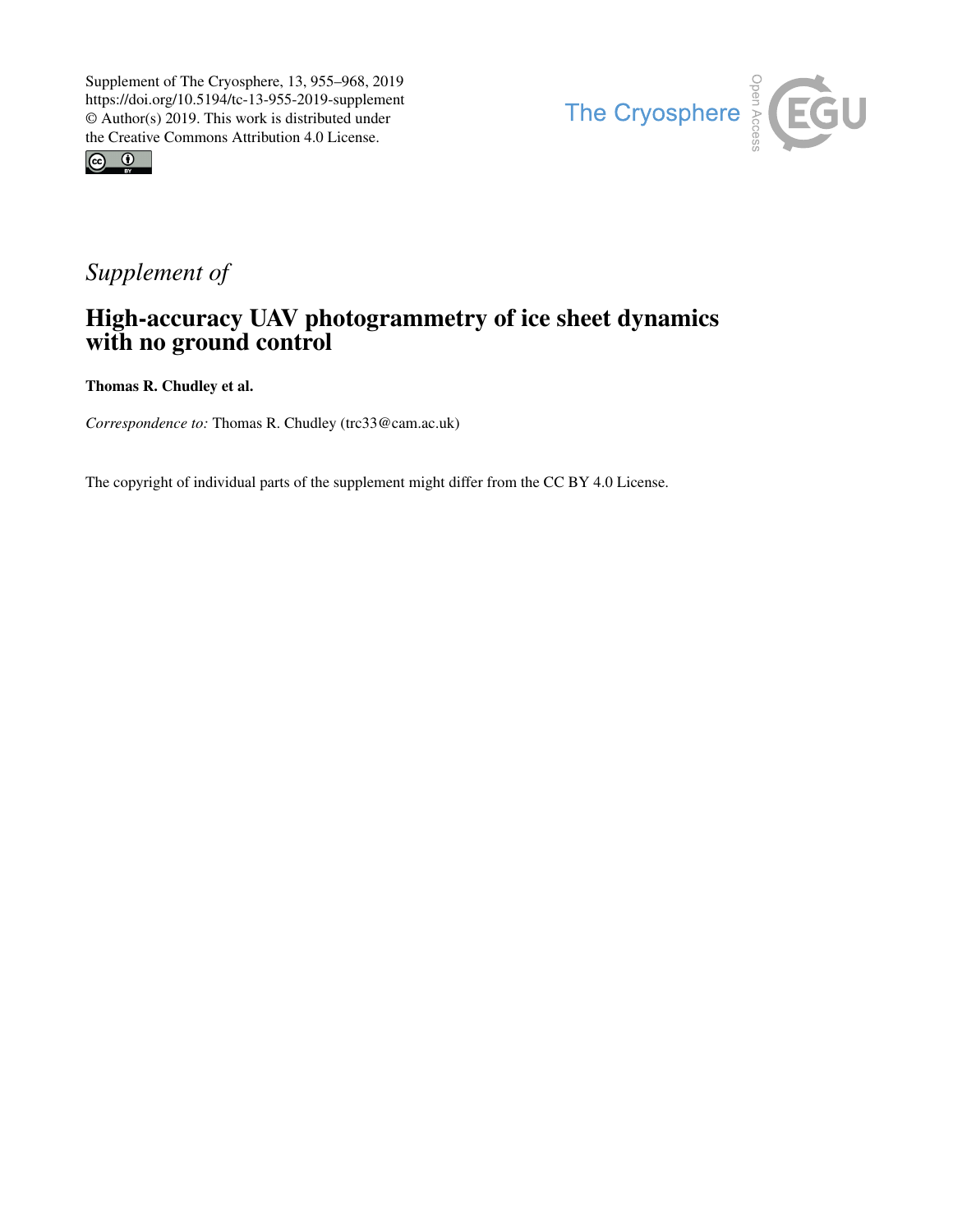Supplement of The Cryosphere, 13, 955–968, 2019
https://doi.org/10.5194/tc-13-955-2019-supplement
© Author(s) 2019. This work is distributed under
the Creative Commons Attribution 4.0 License.

*Supplement of*

# High-accuracy UAV photogrammetry of ice sheet dynamics with no ground control

**Thomas R. Chudley et al.**

*Correspondence to:* Thomas R. Chudley (trc33@cam.ac.uk)

The copyright of individual parts of the supplement might differ from the CC BY 4.0 License.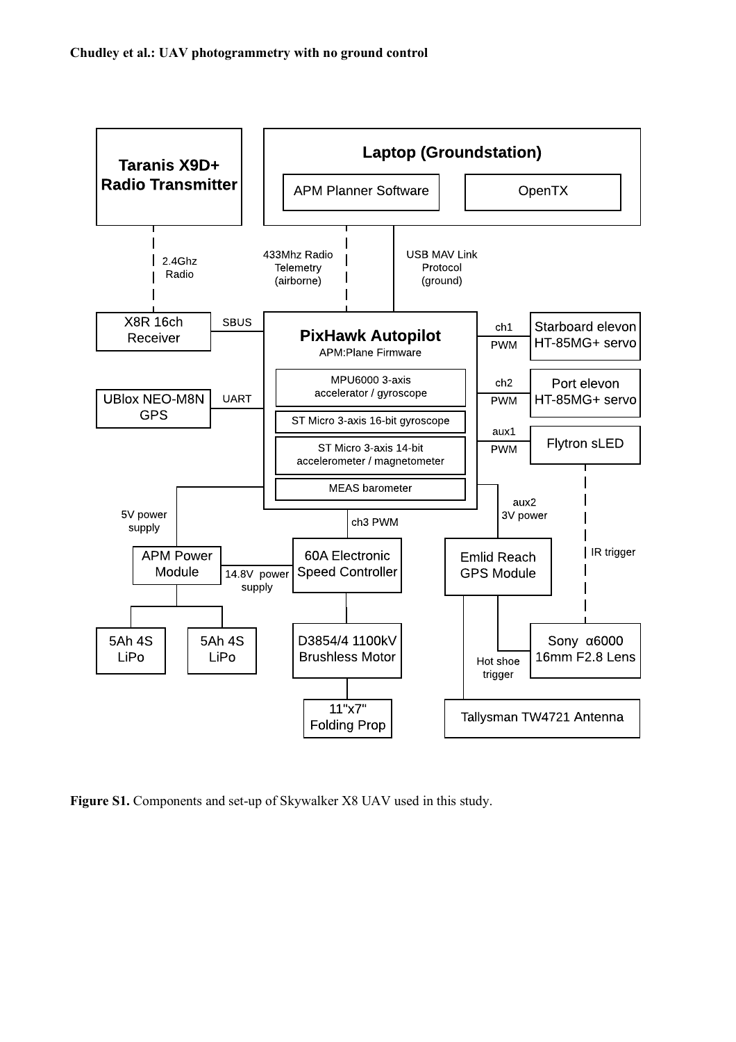**Figure S1.** Components and set-up of Skywalker X8 UAV used in this study.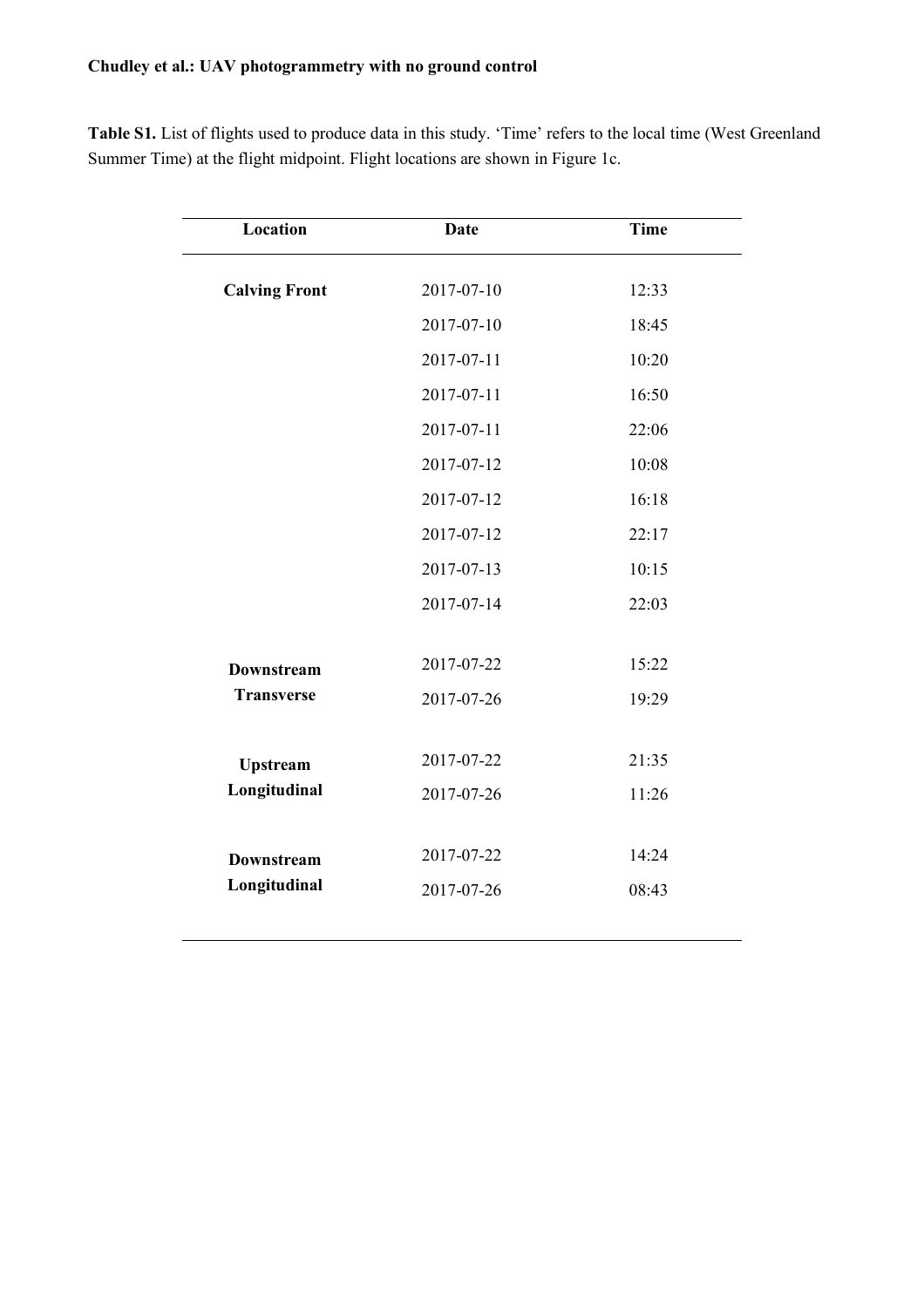**Table S1.** List of flights used to produce data in this study. 'Time' refers to the local time (West Greenland Summer Time) at the flight midpoint. Flight locations are shown in Figure 1c.

| Location | Date | Time |
|---|---|---|
| **Calving Front** | 2017-07-10 | 12:33 |
| | 2017-07-10 | 18:45 |
| | 2017-07-11 | 10:20 |
| | 2017-07-11 | 16:50 |
| | 2017-07-11 | 22:06 |
| | 2017-07-12 | 10:08 |
| | 2017-07-12 | 16:18 |
| | 2017-07-12 | 22:17 |
| | 2017-07-13 | 10:15 |
| | 2017-07-14 | 22:03 |
| **Downstream Transverse** | 2017-07-22 | 15:22 |
| | 2017-07-26 | 19:29 |
| **Upstream Longitudinal** | 2017-07-22 | 21:35 |
| | 2017-07-26 | 11:26 |
| **Downstream Longitudinal** | 2017-07-22 | 14:24 |
| | 2017-07-26 | 08:43 |